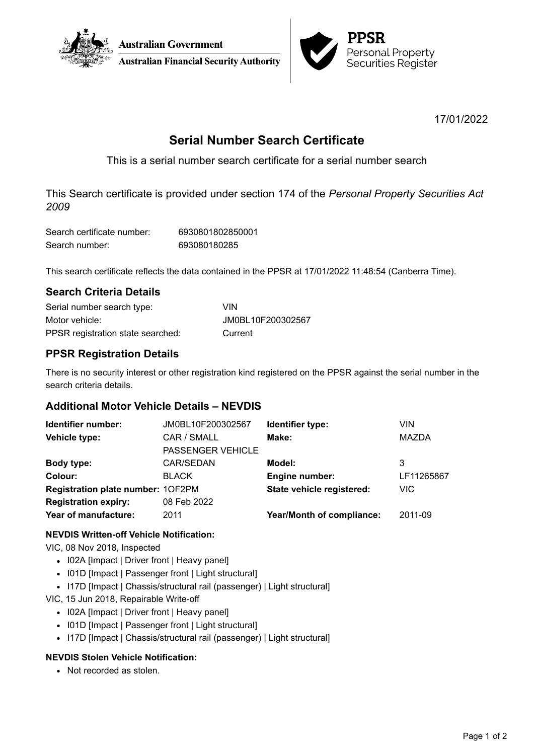Australian Government

Australian Financial Security Authority

PPSR
Personal Property
Securities Register

17/01/2022

# Serial Number Search Certificate

This is a serial number search certificate for a serial number search

This Search certificate is provided under section 174 of the *Personal Property Securities Act 2009*

| | |
|---|---|
| Search certificate number: | 6930801802850001 |
| Search number: | 693080180285 |

This search certificate reflects the data contained in the PPSR at 17/01/2022 11:48:54 (Canberra Time).

## Search Criteria Details

| | |
|---|---|
| Serial number search type: | VIN |
| Motor vehicle: | JM0BL10F200302567 |
| PPSR registration state searched: | Current |

## PPSR Registration Details

There is no security interest or other registration kind registered on the PPSR against the serial number in the search criteria details.

## Additional Motor Vehicle Details – NEVDIS

| | | | |
|---|---|---|---|
| **Identifier number:** | JM0BL10F200302567 | **Identifier type:** | VIN |
| **Vehicle type:** | CAR / SMALL PASSENGER VEHICLE | **Make:** | MAZDA |
| **Body type:** | CAR/SEDAN | **Model:** | 3 |
| **Colour:** | BLACK | **Engine number:** | LF11265867 |
| **Registration plate number:** | 1OF2PM | **State vehicle registered:** | VIC |
| **Registration expiry:** | 08 Feb 2022 | | |
| **Year of manufacture:** | 2011 | **Year/Month of compliance:** | 2011-09 |

**NEVDIS Written-off Vehicle Notification:**

VIC, 08 Nov 2018, Inspected

- I02A [Impact | Driver front | Heavy panel]
- I01D [Impact | Passenger front | Light structural]
- I17D [Impact | Chassis/structural rail (passenger) | Light structural]

VIC, 15 Jun 2018, Repairable Write-off

- I02A [Impact | Driver front | Heavy panel]
- I01D [Impact | Passenger front | Light structural]
- I17D [Impact | Chassis/structural rail (passenger) | Light structural]

**NEVDIS Stolen Vehicle Notification:**

- Not recorded as stolen.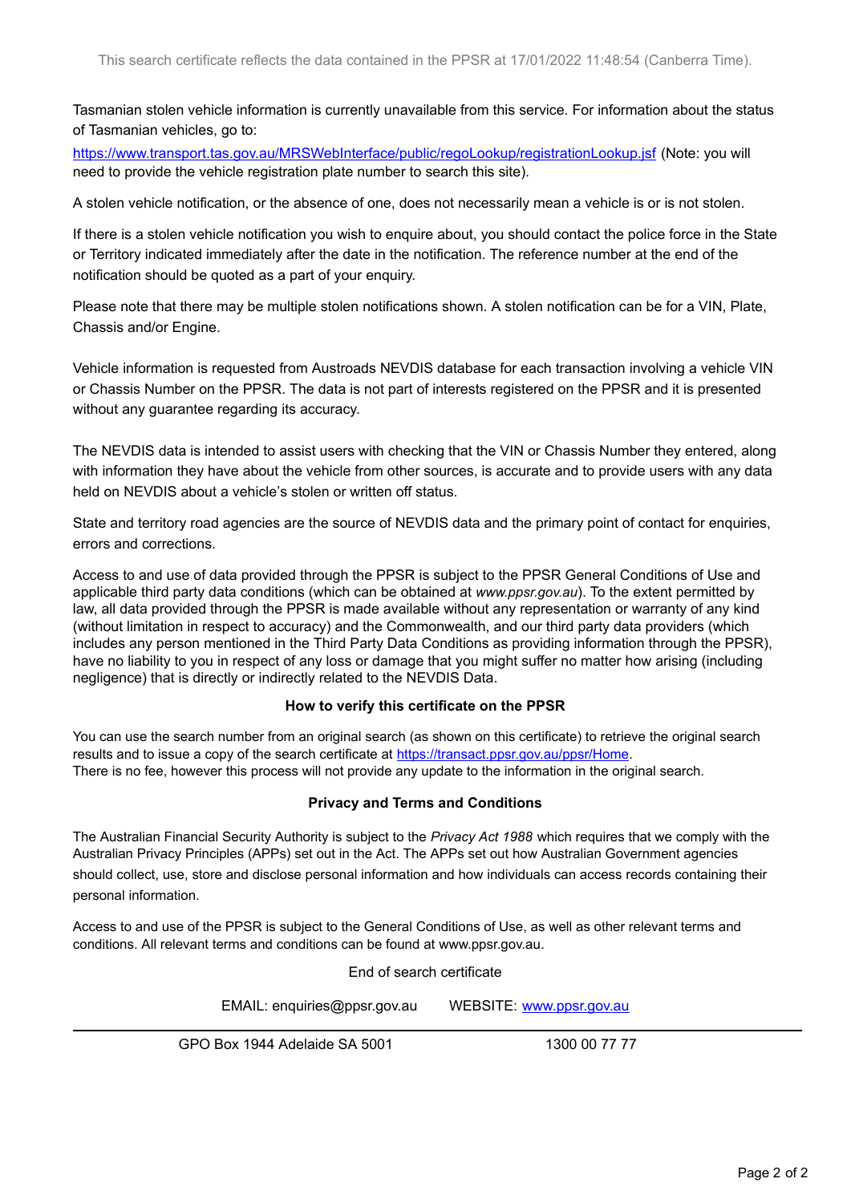This search certificate reflects the data contained in the PPSR at 17/01/2022 11:48:54 (Canberra Time).

Tasmanian stolen vehicle information is currently unavailable from this service. For information about the status of Tasmanian vehicles, go to:

https://www.transport.tas.gov.au/MRSWebInterface/public/regoLookup/registrationLookup.jsf (Note: you will need to provide the vehicle registration plate number to search this site).

A stolen vehicle notification, or the absence of one, does not necessarily mean a vehicle is or is not stolen.

If there is a stolen vehicle notification you wish to enquire about, you should contact the police force in the State or Territory indicated immediately after the date in the notification. The reference number at the end of the notification should be quoted as a part of your enquiry.

Please note that there may be multiple stolen notifications shown. A stolen notification can be for a VIN, Plate, Chassis and/or Engine.

Vehicle information is requested from Austroads NEVDIS database for each transaction involving a vehicle VIN or Chassis Number on the PPSR. The data is not part of interests registered on the PPSR and it is presented without any guarantee regarding its accuracy.

The NEVDIS data is intended to assist users with checking that the VIN or Chassis Number they entered, along with information they have about the vehicle from other sources, is accurate and to provide users with any data held on NEVDIS about a vehicle's stolen or written off status.

State and territory road agencies are the source of NEVDIS data and the primary point of contact for enquiries, errors and corrections.

Access to and use of data provided through the PPSR is subject to the PPSR General Conditions of Use and applicable third party data conditions (which can be obtained at *www.ppsr.gov.au*). To the extent permitted by law, all data provided through the PPSR is made available without any representation or warranty of any kind (without limitation in respect to accuracy) and the Commonwealth, and our third party data providers (which includes any person mentioned in the Third Party Data Conditions as providing information through the PPSR), have no liability to you in respect of any loss or damage that you might suffer no matter how arising (including negligence) that is directly or indirectly related to the NEVDIS Data.

**How to verify this certificate on the PPSR**

You can use the search number from an original search (as shown on this certificate) to retrieve the original search results and to issue a copy of the search certificate at https://transact.ppsr.gov.au/ppsr/Home.
There is no fee, however this process will not provide any update to the information in the original search.

**Privacy and Terms and Conditions**

The Australian Financial Security Authority is subject to the *Privacy Act 1988* which requires that we comply with the Australian Privacy Principles (APPs) set out in the Act. The APPs set out how Australian Government agencies should collect, use, store and disclose personal information and how individuals can access records containing their personal information.

Access to and use of the PPSR is subject to the General Conditions of Use, as well as other relevant terms and conditions. All relevant terms and conditions can be found at www.ppsr.gov.au.

End of search certificate

EMAIL: enquiries@ppsr.gov.au WEBSITE: www.ppsr.gov.au

GPO Box 1944 Adelaide SA 5001 1300 00 77 77